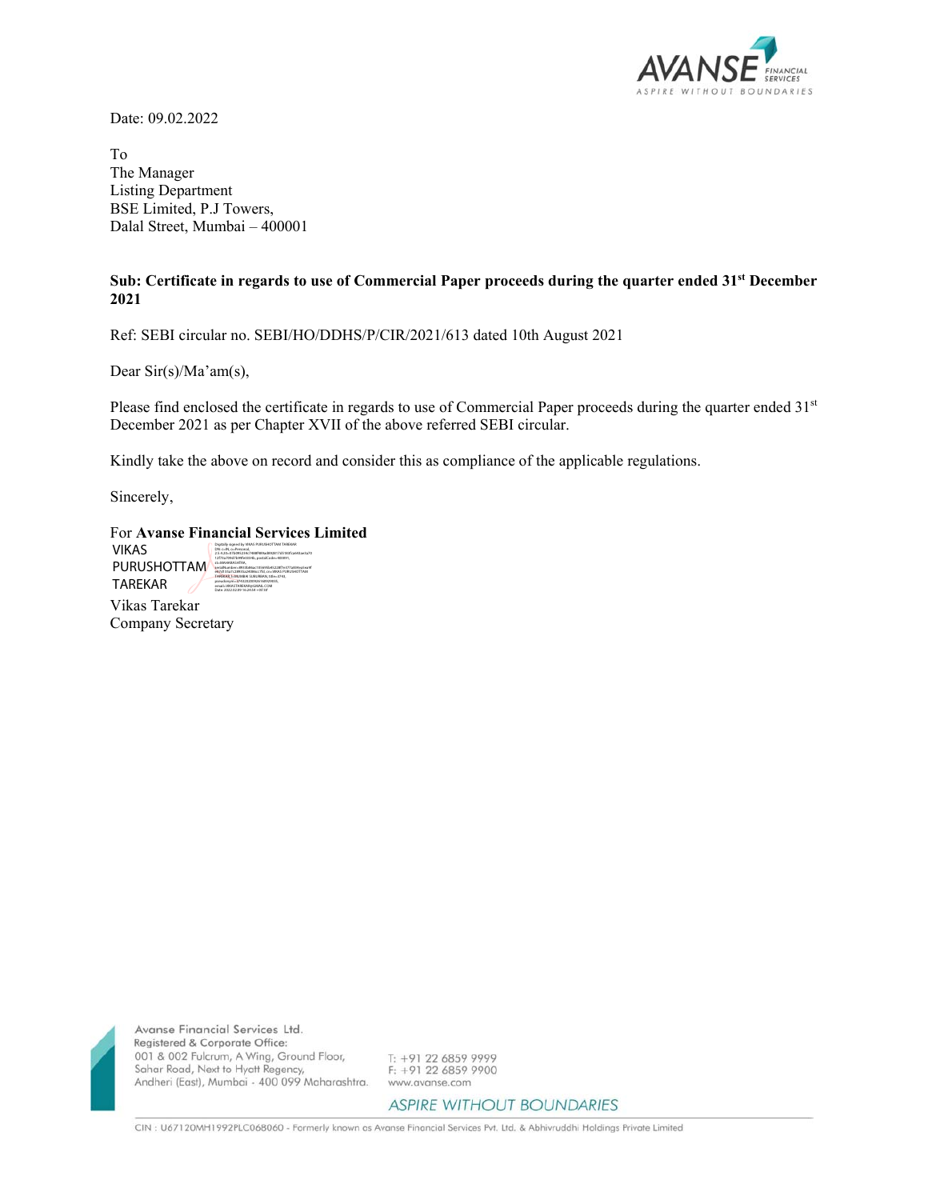Date: 09.02.2022

To
The Manager
Listing Department
BSE Limited, P.J Towers,
Dalal Street, Mumbai – 400001

**Sub: Certificate in regards to use of Commercial Paper proceeds during the quarter ended 31st December 2021**

Ref: SEBI circular no. SEBI/HO/DDHS/P/CIR/2021/613 dated 10th August 2021

Dear Sir(s)/Ma'am(s),

Please find enclosed the certificate in regards to use of Commercial Paper proceeds during the quarter ended 31st December 2021 as per Chapter XVII of the above referred SEBI circular.

Kindly take the above on record and consider this as compliance of the applicable regulations.

Sincerely,

For **Avanse Financial Services Limited**

VIKAS PURUSHOTTAM TAREKAR

Vikas Tarekar
Company Secretary

Avanse Financial Services Ltd.
Registered & Corporate Office:
001 & 002 Fulcrum, A Wing, Ground Floor,
Sahar Road, Next to Hyatt Regency,
Andheri (East), Mumbai - 400 099 Maharashtra.

T: +91 22 6859 9999
F: +91 22 6859 9900
www.avanse.com

CIN : U67120MH1992PLC068060 - Formerly known as Avanse Financial Services Pvt. Ltd. & Abhivruddhi Holdings Private Limited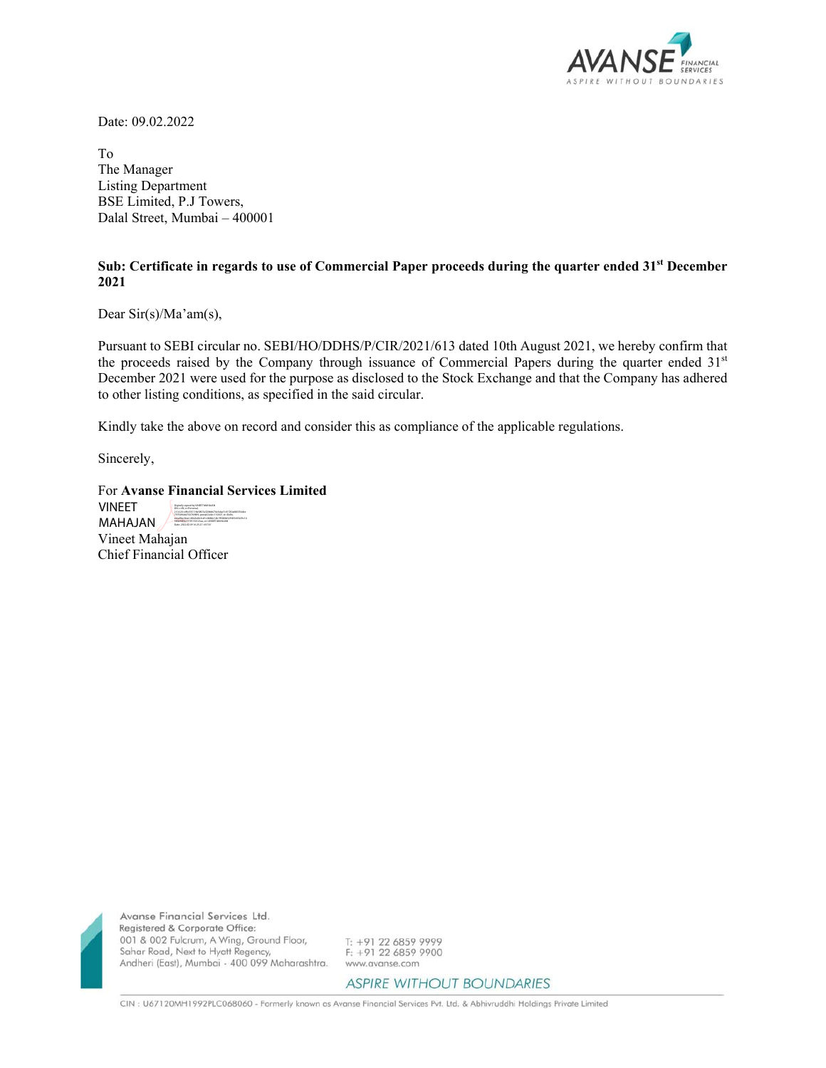Date: 09.02.2022

To
The Manager
Listing Department
BSE Limited, P.J Towers,
Dalal Street, Mumbai – 400001

**Sub: Certificate in regards to use of Commercial Paper proceeds during the quarter ended 31st December 2021**

Dear Sir(s)/Ma'am(s),

Pursuant to SEBI circular no. SEBI/HO/DDHS/P/CIR/2021/613 dated 10th August 2021, we hereby confirm that the proceeds raised by the Company through issuance of Commercial Papers during the quarter ended 31st December 2021 were used for the purpose as disclosed to the Stock Exchange and that the Company has adhered to other listing conditions, as specified in the said circular.

Kindly take the above on record and consider this as compliance of the applicable regulations.

Sincerely,

For **Avanse Financial Services Limited**

VINEET MAHAJAN

Vineet Mahajan
Chief Financial Officer

Avanse Financial Services Ltd.
Registered & Corporate Office:
001 & 002 Fulcrum, A Wing, Ground Floor,
Sahar Road, Next to Hyatt Regency,
Andheri (East), Mumbai - 400 099 Maharashtra.

T: +91 22 6859 9999
F: +91 22 6859 9900
www.avanse.com

ASPIRE WITHOUT BOUNDARIES

CIN : U67120MH1992PLC068060 - Formerly known as Avanse Financial Services Pvt. Ltd. & Abhivruddhi Holdings Private Limited